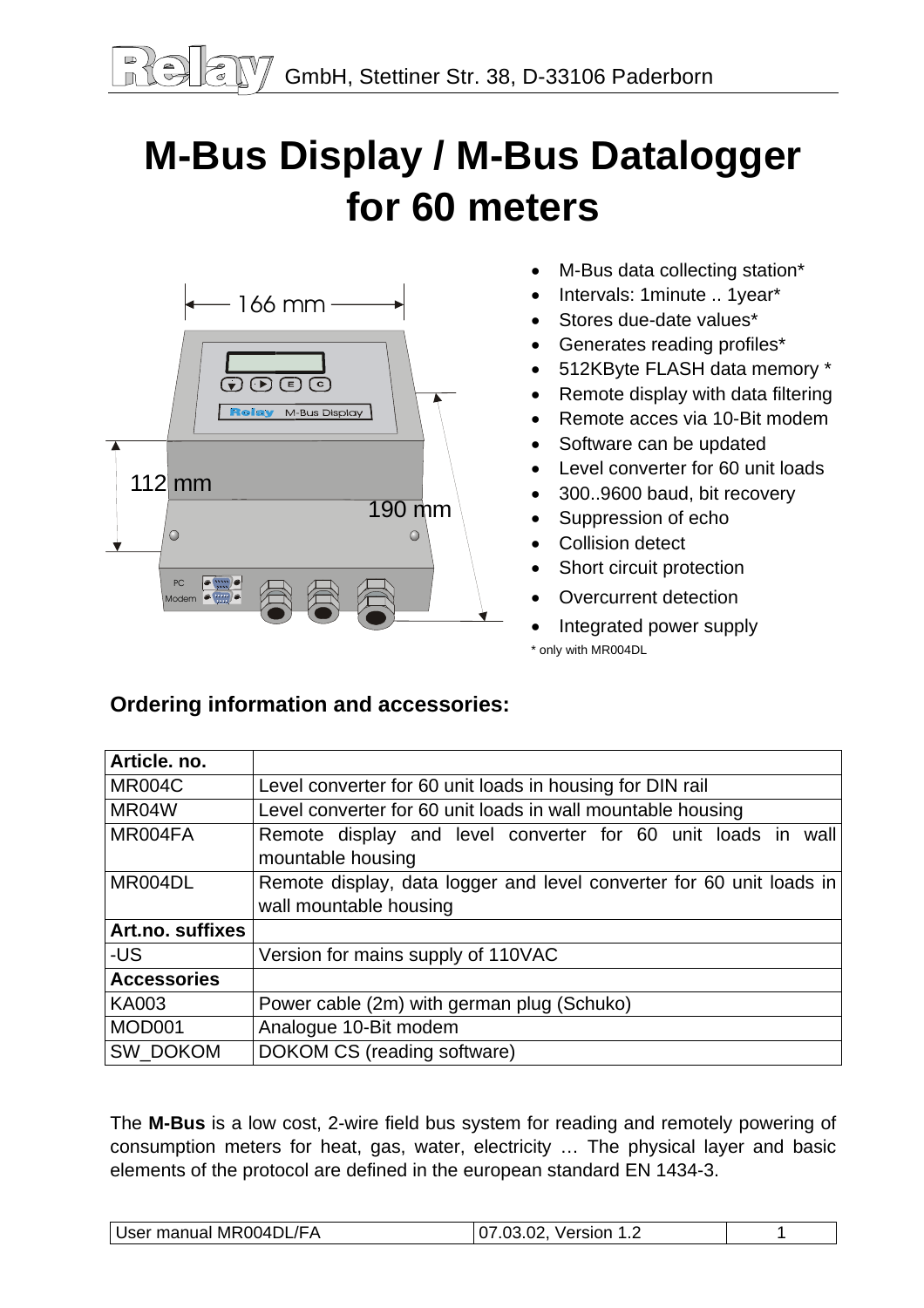# M-Bus Display / M-Bus Datalogger for 60 meters

- M-Bus data collecting station*
- Intervals: 1minute .. 1year*
- Stores due-date values*
- Generates reading profiles*
- 512KByte FLASH data memory *
- Remote display with data filtering
- Remote acces via 10-Bit modem
- Software can be updated
- Level converter for 60 unit loads
- 300..9600 baud, bit recovery
- Suppression of echo
- Collision detect
- Short circuit protection
- Overcurrent detection
- Integrated power supply

\* only with MR004DL

## Ordering information and accessories:

| Article. no. | |
|---|---|
| MR004C | Level converter for 60 unit loads in housing for DIN rail |
| MR04W | Level converter for 60 unit loads in wall mountable housing |
| MR004FA | Remote display and level converter for 60 unit loads in wall mountable housing |
| MR004DL | Remote display, data logger and level converter for 60 unit loads in wall mountable housing |
| **Art.no. suffixes** | |
| -US | Version for mains supply of 110VAC |
| **Accessories** | |
| KA003 | Power cable (2m) with german plug (Schuko) |
| MOD001 | Analogue 10-Bit modem |
| SW_DOKOM | DOKOM CS (reading software) |

The **M-Bus** is a low cost, 2-wire field bus system for reading and remotely powering of consumption meters for heat, gas, water, electricity … The physical layer and basic elements of the protocol are defined in the european standard EN 1434-3.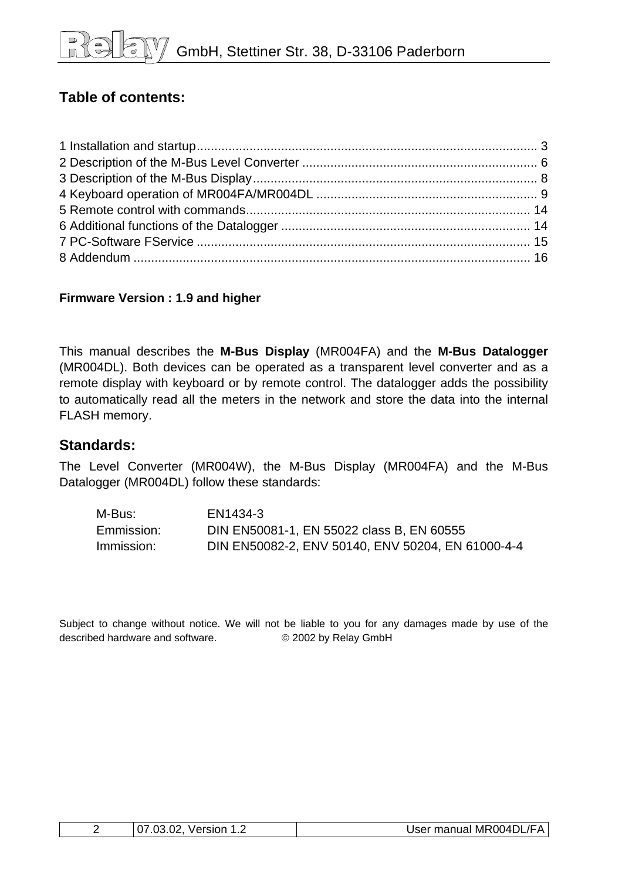## Table of contents:

1 Installation and startup................................................................................................ 3
2 Description of the M-Bus Level Converter .................................................................. 6
3 Description of the M-Bus Display................................................................................ 8
4 Keyboard operation of MR004FA/MR004DL .............................................................. 9
5 Remote control with commands................................................................................ 14
6 Additional functions of the Datalogger ....................................................................... 14
7 PC-Software FService .............................................................................................. 15
8 Addendum ................................................................................................................ 16

**Firmware Version : 1.9 and higher**

This manual describes the **M-Bus Display** (MR004FA) and the **M-Bus Datalogger** (MR004DL). Both devices can be operated as a transparent level converter and as a remote display with keyboard or by remote control. The datalogger adds the possibility to automatically read all the meters in the network and store the data into the internal FLASH memory.

## Standards:

The Level Converter (MR004W), the M-Bus Display (MR004FA) and the M-Bus Datalogger (MR004DL) follow these standards:

| | |
|---|---|
| M-Bus: | EN1434-3 |
| Emmission: | DIN EN50081-1, EN 55022 class B, EN 60555 |
| Immission: | DIN EN50082-2, ENV 50140, ENV 50204, EN 61000-4-4 |

Subject to change without notice. We will not be liable to you for any damages made by use of the described hardware and software. © 2002 by Relay GmbH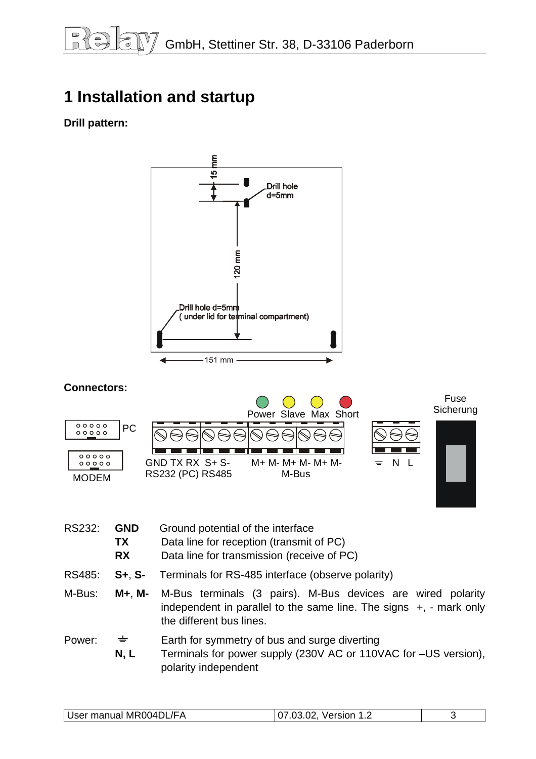# 1 Installation and startup

**Drill pattern:**

15 mm

Drill hole d=5mm

120 mm

Drill hole d=5mm
( under lid for terminal compartment)

151 mm

**Connectors:**

Power Slave Max Short

Fuse
Sicherung

PC

MODEM

GND TX RX S+ S-
RS232 (PC) RS485

M+ M- M+ M- M+ M-
M-Bus

⏚ N L

| | | |
|---|---|---|
| RS232: | **GND** | Ground potential of the interface |
| | **TX** | Data line for reception (transmit of PC) |
| | **RX** | Data line for transmission (receive of PC) |
| RS485: | **S+**, **S-** | Terminals for RS-485 interface (observe polarity) |
| M-Bus: | **M+**, **M-** | M-Bus terminals (3 pairs). M-Bus devices are wired polarity independent in parallel to the same line. The signs +, - mark only the different bus lines. |
| Power: | ⏚ | Earth for symmetry of bus and surge diverting |
| | **N, L** | Terminals for power supply (230V AC or 110VAC for –US version), polarity independent |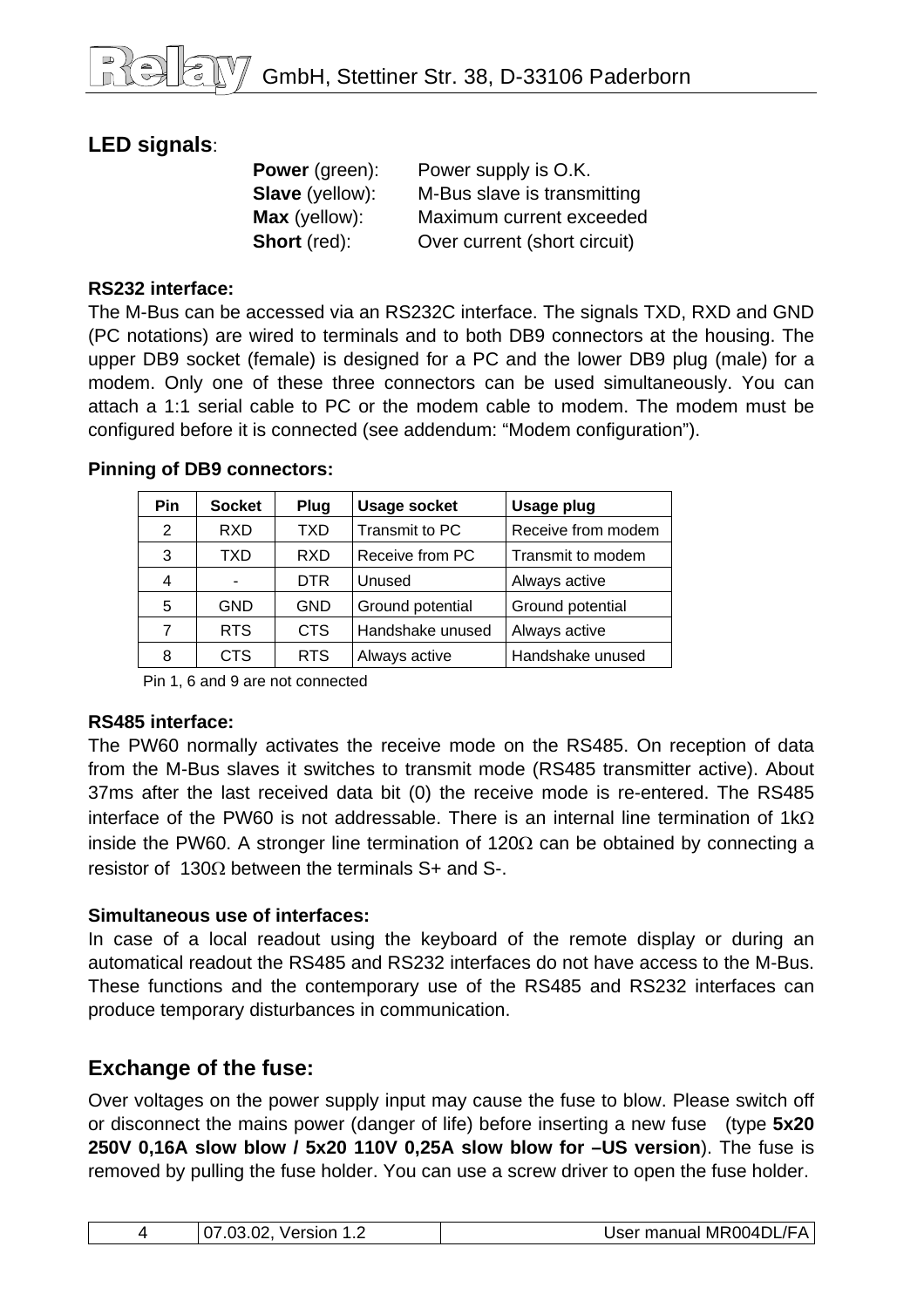## LED signals:

**Power** (green): Power supply is O.K.
**Slave** (yellow): M-Bus slave is transmitting
**Max** (yellow): Maximum current exceeded
**Short** (red): Over current (short circuit)

**RS232 interface:**
The M-Bus can be accessed via an RS232C interface. The signals TXD, RXD and GND (PC notations) are wired to terminals and to both DB9 connectors at the housing. The upper DB9 socket (female) is designed for a PC and the lower DB9 plug (male) for a modem. Only one of these three connectors can be used simultaneously. You can attach a 1:1 serial cable to PC or the modem cable to modem. The modem must be configured before it is connected (see addendum: "Modem configuration").

**Pinning of DB9 connectors:**

| Pin | Socket | Plug | Usage socket | Usage plug |
|---|---|---|---|---|
| 2 | RXD | TXD | Transmit to PC | Receive from modem |
| 3 | TXD | RXD | Receive from PC | Transmit to modem |
| 4 | - | DTR | Unused | Always active |
| 5 | GND | GND | Ground potential | Ground potential |
| 7 | RTS | CTS | Handshake unused | Always active |
| 8 | CTS | RTS | Always active | Handshake unused |

Pin 1, 6 and 9 are not connected

**RS485 interface:**
The PW60 normally activates the receive mode on the RS485. On reception of data from the M-Bus slaves it switches to transmit mode (RS485 transmitter active). About 37ms after the last received data bit (0) the receive mode is re-entered. The RS485 interface of the PW60 is not addressable. There is an internal line termination of 1kΩ inside the PW60. A stronger line termination of 120Ω can be obtained by connecting a resistor of 130Ω between the terminals S+ and S-.

**Simultaneous use of interfaces:**
In case of a local readout using the keyboard of the remote display or during an automatical readout the RS485 and RS232 interfaces do not have access to the M-Bus. These functions and the contemporary use of the RS485 and RS232 interfaces can produce temporary disturbances in communication.

## Exchange of the fuse:

Over voltages on the power supply input may cause the fuse to blow. Please switch off or disconnect the mains power (danger of life) before inserting a new fuse (type **5x20 250V 0,16A slow blow / 5x20 110V 0,25A slow blow for –US version**). The fuse is removed by pulling the fuse holder. You can use a screw driver to open the fuse holder.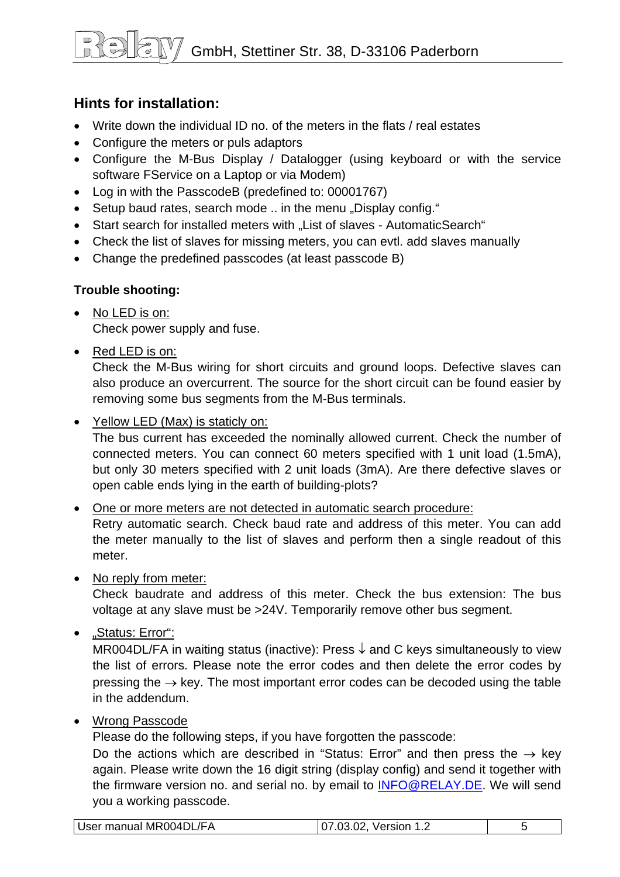## Hints for installation:

- Write down the individual ID no. of the meters in the flats / real estates
- Configure the meters or puls adaptors
- Configure the M-Bus Display / Datalogger (using keyboard or with the service software FService on a Laptop or via Modem)
- Log in with the PasscodeB (predefined to: 00001767)
- Setup baud rates, search mode .. in the menu „Display config."
- Start search for installed meters with „List of slaves - AutomaticSearch"
- Check the list of slaves for missing meters, you can evtl. add slaves manually
- Change the predefined passcodes (at least passcode B)

### Trouble shooting:

- No LED is on:
  Check power supply and fuse.

- Red LED is on:
  Check the M-Bus wiring for short circuits and ground loops. Defective slaves can also produce an overcurrent. The source for the short circuit can be found easier by removing some bus segments from the M-Bus terminals.

- Yellow LED (Max) is staticly on:
  The bus current has exceeded the nominally allowed current. Check the number of connected meters. You can connect 60 meters specified with 1 unit load (1.5mA), but only 30 meters specified with 2 unit loads (3mA). Are there defective slaves or open cable ends lying in the earth of building-plots?

- One or more meters are not detected in automatic search procedure:
  Retry automatic search. Check baud rate and address of this meter. You can add the meter manually to the list of slaves and perform then a single readout of this meter.

- No reply from meter:
  Check baudrate and address of this meter. Check the bus extension: The bus voltage at any slave must be >24V. Temporarily remove other bus segment.

- „Status: Error":
  MR004DL/FA in waiting status (inactive): Press ↓ and C keys simultaneously to view the list of errors. Please note the error codes and then delete the error codes by pressing the → key. The most important error codes can be decoded using the table in the addendum.

- Wrong Passcode
  Please do the following steps, if you have forgotten the passcode:
  Do the actions which are described in "Status: Error" and then press the → key again. Please write down the 16 digit string (display config) and send it together with the firmware version no. and serial no. by email to INFO@RELAY.DE. We will send you a working passcode.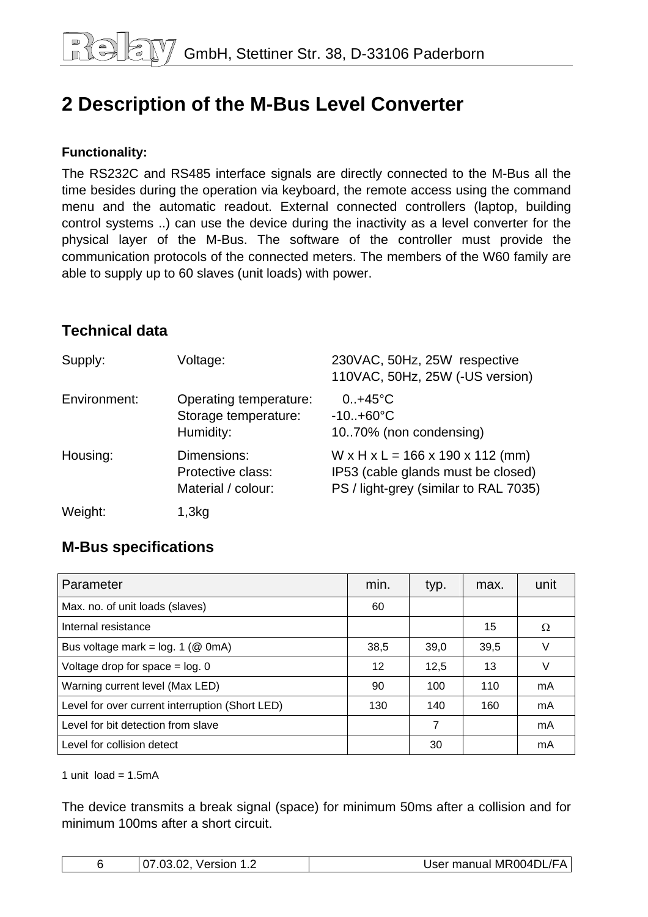## 2 Description of the M-Bus Level Converter

**Functionality:**

The RS232C and RS485 interface signals are directly connected to the M-Bus all the time besides during the operation via keyboard, the remote access using the command menu and the automatic readout. External connected controllers (laptop, building control systems ..) can use the device during the inactivity as a level converter for the physical layer of the M-Bus. The software of the controller must provide the communication protocols of the connected meters. The members of the W60 family are able to supply up to 60 slaves (unit loads) with power.

### Technical data

| | | |
|---|---|---|
| Supply: | Voltage: | 230VAC, 50Hz, 25W respective<br>110VAC, 50Hz, 25W (-US version) |
| Environment: | Operating temperature:<br>Storage temperature:<br>Humidity: | 0..+45°C<br>-10..+60°C<br>10..70% (non condensing) |
| Housing: | Dimensions:<br>Protective class:<br>Material / colour: | W x H x L = 166 x 190 x 112 (mm)<br>IP53 (cable glands must be closed)<br>PS / light-grey (similar to RAL 7035) |
| Weight: | 1,3kg | |

### M-Bus specifications

| Parameter | min. | typ. | max. | unit |
|---|---|---|---|---|
| Max. no. of unit loads (slaves) | 60 | | | |
| Internal resistance | | | 15 | Ω |
| Bus voltage mark = log. 1 (@ 0mA) | 38,5 | 39,0 | 39,5 | V |
| Voltage drop for space = log. 0 | 12 | 12,5 | 13 | V |
| Warning current level (Max LED) | 90 | 100 | 110 | mA |
| Level for over current interruption (Short LED) | 130 | 140 | 160 | mA |
| Level for bit detection from slave | | 7 | | mA |
| Level for collision detect | | 30 | | mA |

1 unit load = 1.5mA

The device transmits a break signal (space) for minimum 50ms after a collision and for minimum 100ms after a short circuit.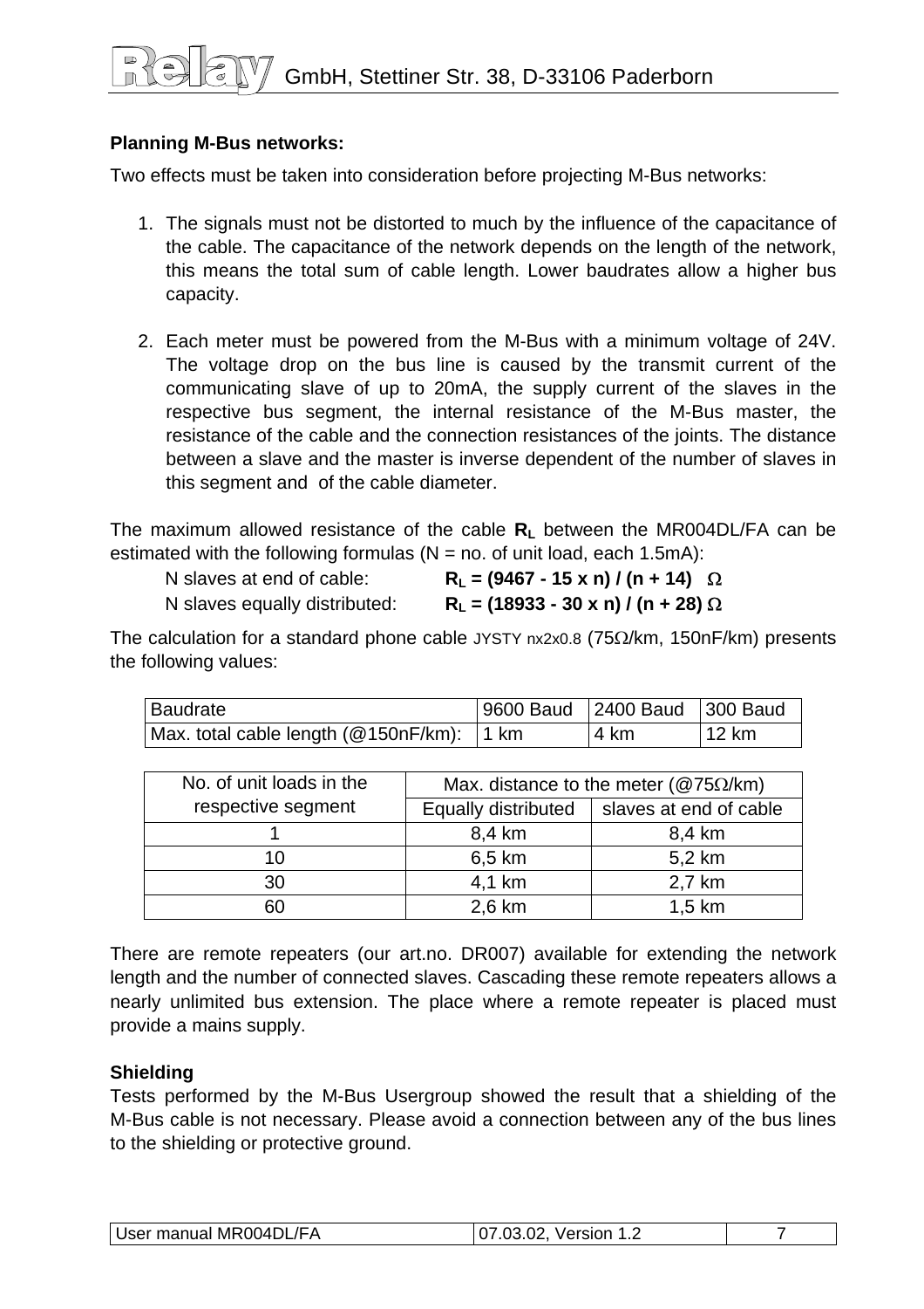**Planning M-Bus networks:**

Two effects must be taken into consideration before projecting M-Bus networks:

1. The signals must not be distorted to much by the influence of the capacitance of the cable. The capacitance of the network depends on the length of the network, this means the total sum of cable length. Lower baudrates allow a higher bus capacity.

2. Each meter must be powered from the M-Bus with a minimum voltage of 24V. The voltage drop on the bus line is caused by the transmit current of the communicating slave of up to 20mA, the supply current of the slaves in the respective bus segment, the internal resistance of the M-Bus master, the resistance of the cable and the connection resistances of the joints. The distance between a slave and the master is inverse dependent of the number of slaves in this segment and of the cable diameter.

The maximum allowed resistance of the cable $\mathbf{R_L}$ between the MR004DL/FA can be estimated with the following formulas (N = no. of unit load, each 1.5mA):

N slaves at end of cable: $\mathbf{R_L = (9467 - 15 \times n) / (n + 14)}\ \Omega$

N slaves equally distributed: $\mathbf{R_L = (18933 - 30 \times n) / (n + 28)}\ \Omega$

The calculation for a standard phone cable JYSTY nx2x0.8 (75Ω/km, 150nF/km) presents the following values:

| Baudrate | 9600 Baud | 2400 Baud | 300 Baud |
|---|---|---|---|
| Max. total cable length (@150nF/km): | 1 km | 4 km | 12 km |

| No. of unit loads in the respective segment | Max. distance to the meter (@75Ω/km) | |
|---|---|---|
| | Equally distributed | slaves at end of cable |
| 1 | 8,4 km | 8,4 km |
| 10 | 6,5 km | 5,2 km |
| 30 | 4,1 km | 2,7 km |
| 60 | 2,6 km | 1,5 km |

There are remote repeaters (our art.no. DR007) available for extending the network length and the number of connected slaves. Cascading these remote repeaters allows a nearly unlimited bus extension. The place where a remote repeater is placed must provide a mains supply.

**Shielding**

Tests performed by the M-Bus Usergroup showed the result that a shielding of the M-Bus cable is not necessary. Please avoid a connection between any of the bus lines to the shielding or protective ground.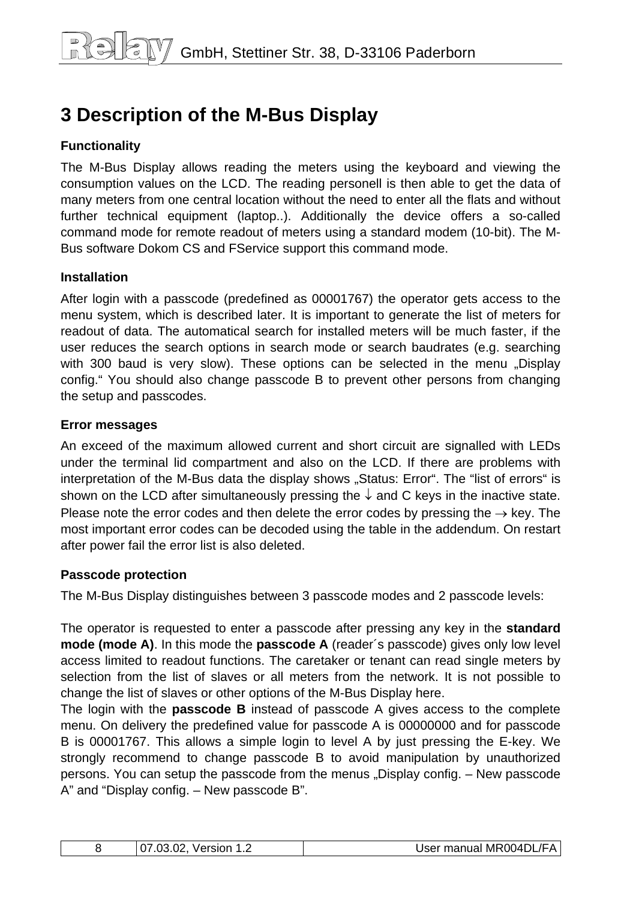# 3 Description of the M-Bus Display

**Functionality**

The M-Bus Display allows reading the meters using the keyboard and viewing the consumption values on the LCD. The reading personell is then able to get the data of many meters from one central location without the need to enter all the flats and without further technical equipment (laptop..). Additionally the device offers a so-called command mode for remote readout of meters using a standard modem (10-bit). The M-Bus software Dokom CS and FService support this command mode.

**Installation**

After login with a passcode (predefined as 00001767) the operator gets access to the menu system, which is described later. It is important to generate the list of meters for readout of data. The automatical search for installed meters will be much faster, if the user reduces the search options in search mode or search baudrates (e.g. searching with 300 baud is very slow). These options can be selected in the menu „Display config.“ You should also change passcode B to prevent other persons from changing the setup and passcodes.

**Error messages**

An exceed of the maximum allowed current and short circuit are signalled with LEDs under the terminal lid compartment and also on the LCD. If there are problems with interpretation of the M-Bus data the display shows „Status: Error“. The “list of errors“ is shown on the LCD after simultaneously pressing the ↓ and C keys in the inactive state. Please note the error codes and then delete the error codes by pressing the → key. The most important error codes can be decoded using the table in the addendum. On restart after power fail the error list is also deleted.

**Passcode protection**

The M-Bus Display distinguishes between 3 passcode modes and 2 passcode levels:

The operator is requested to enter a passcode after pressing any key in the **standard mode (mode A)**. In this mode the **passcode A** (reader´s passcode) gives only low level access limited to readout functions. The caretaker or tenant can read single meters by selection from the list of slaves or all meters from the network. It is not possible to change the list of slaves or other options of the M-Bus Display here.
The login with the **passcode B** instead of passcode A gives access to the complete menu. On delivery the predefined value for passcode A is 00000000 and for passcode B is 00001767. This allows a simple login to level A by just pressing the E-key. We strongly recommend to change passcode B to avoid manipulation by unauthorized persons. You can setup the passcode from the menus „Display config. – New passcode A” and “Display config. – New passcode B”.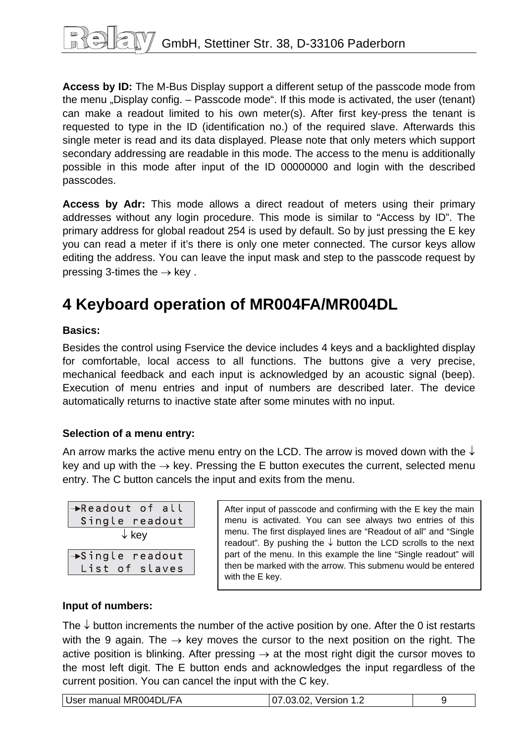**Access by ID:** The M-Bus Display support a different setup of the passcode mode from the menu „Display config. – Passcode mode". If this mode is activated, the user (tenant) can make a readout limited to his own meter(s). After first key-press the tenant is requested to type in the ID (identification no.) of the required slave. Afterwards this single meter is read and its data displayed. Please note that only meters which support secondary addressing are readable in this mode. The access to the menu is additionally possible in this mode after input of the ID 00000000 and login with the described passcodes.

**Access by Adr:** This mode allows a direct readout of meters using their primary addresses without any login procedure. This mode is similar to "Access by ID". The primary address for global readout 254 is used by default. So by just pressing the E key you can read a meter if it's there is only one meter connected. The cursor keys allow editing the address. You can leave the input mask and step to the passcode request by pressing 3-times the → key .

# 4 Keyboard operation of MR004FA/MR004DL

**Basics:**

Besides the control using Fservice the device includes 4 keys and a backlighted display for comfortable, local access to all functions. The buttons give a very precise, mechanical feedback and each input is acknowledged by an acoustic signal (beep). Execution of menu entries and input of numbers are described later. The device automatically returns to inactive state after some minutes with no input.

**Selection of a menu entry:**

An arrow marks the active menu entry on the LCD. The arrow is moved down with the ↓ key and up with the → key. Pressing the E button executes the current, selected menu entry. The C button cancels the input and exits from the menu.

```
→Readout of all
 Single readout
```

↓ key

```
→Single readout
 List of slaves
```

After input of passcode and confirming with the E key the main menu is activated. You can see always two entries of this menu. The first displayed lines are "Readout of all" and "Single readout". By pushing the ↓ button the LCD scrolls to the next part of the menu. In this example the line "Single readout" will then be marked with the arrow. This submenu would be entered with the E key.

**Input of numbers:**

The ↓ button increments the number of the active position by one. After the 0 ist restarts with the 9 again. The → key moves the cursor to the next position on the right. The active position is blinking. After pressing → at the most right digit the cursor moves to the most left digit. The E button ends and acknowledges the input regardless of the current position. You can cancel the input with the C key.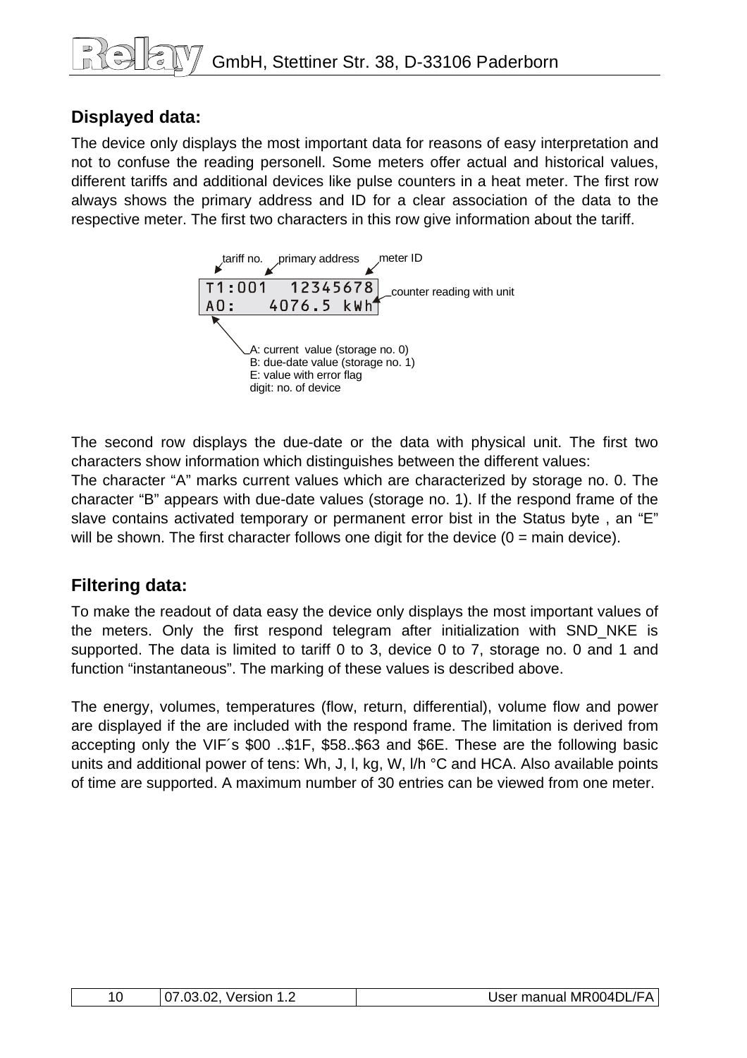## Displayed data:

The device only displays the most important data for reasons of easy interpretation and not to confuse the reading personell. Some meters offer actual and historical values, different tariffs and additional devices like pulse counters in a heat meter. The first row always shows the primary address and ID for a clear association of the data to the respective meter. The first two characters in this row give information about the tariff.

```
tariff no.  primary address  meter ID
T1:001   12345678
A0:    4076.5 kWh    counter reading with unit
```

A: current value (storage no. 0)
B: due-date value (storage no. 1)
E: value with error flag
digit: no. of device

The second row displays the due-date or the data with physical unit. The first two characters show information which distinguishes between the different values:
The character “A” marks current values which are characterized by storage no. 0. The character “B” appears with due-date values (storage no. 1). If the respond frame of the slave contains activated temporary or permanent error bist in the Status byte , an “E” will be shown. The first character follows one digit for the device (0 = main device).

## Filtering data:

To make the readout of data easy the device only displays the most important values of the meters. Only the first respond telegram after initialization with SND_NKE is supported. The data is limited to tariff 0 to 3, device 0 to 7, storage no. 0 and 1 and function “instantaneous”. The marking of these values is described above.

The energy, volumes, temperatures (flow, return, differential), volume flow and power are displayed if the are included with the respond frame. The limitation is derived from accepting only the VIF´s $00 ..$1F, $58..$63 and $6E. These are the following basic units and additional power of tens: Wh, J, l, kg, W, l/h °C and HCA. Also available points of time are supported. A maximum number of 30 entries can be viewed from one meter.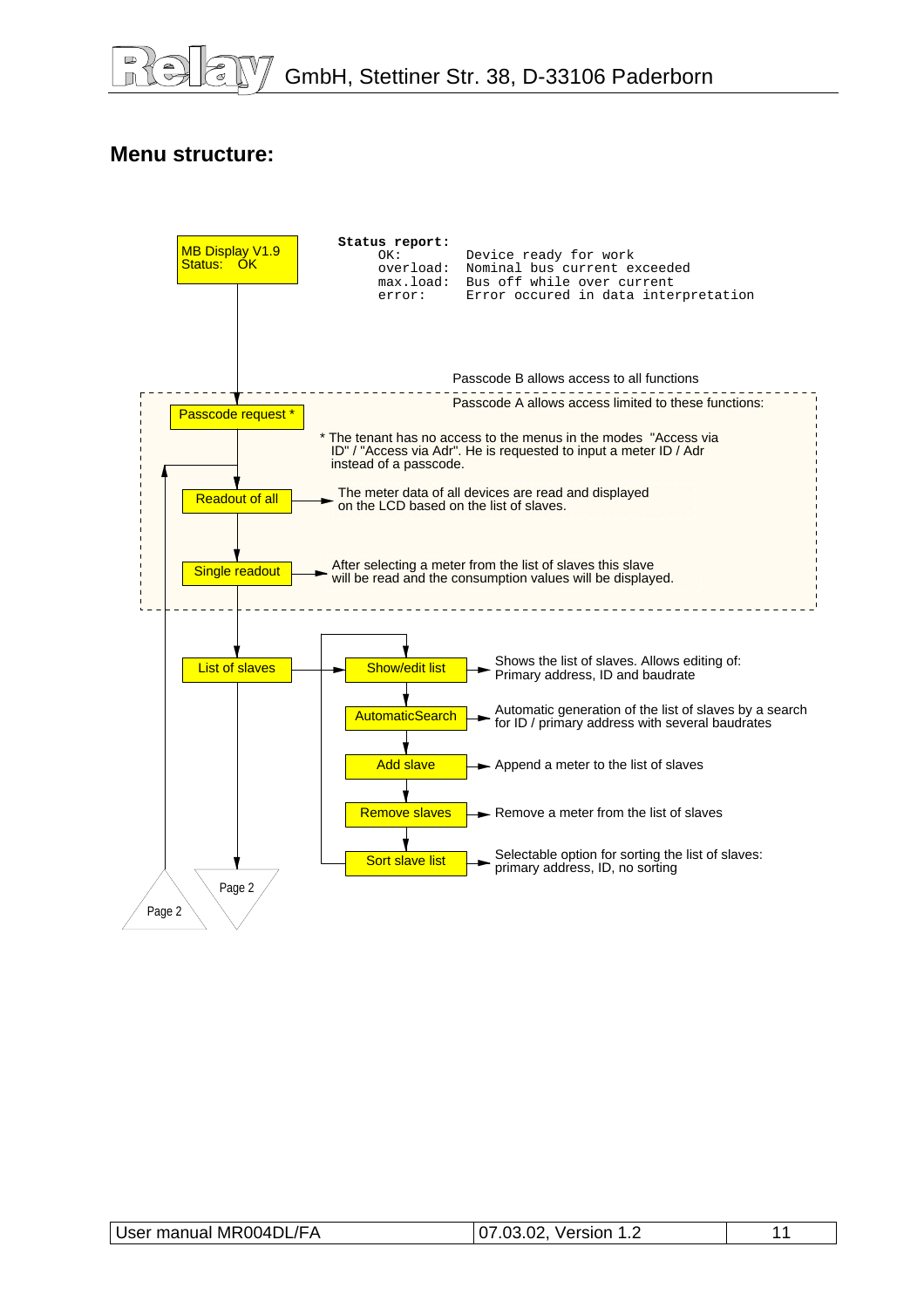## Menu structure:

MB Display V1.9
Status: OK

```
Status report:
     OK:        Device ready for work
     overload:  Nominal bus current exceeded
     max.load:  Bus off while over current
     error:     Error occured in data interpretation
```

Passcode B allows access to all functions

Passcode A allows access limited to these functions:

Passcode request *

* The tenant has no access to the menus in the modes "Access via ID" / "Access via Adr". He is requested to input a meter ID / Adr instead of a passcode.

Readout of all → The meter data of all devices are read and displayed on the LCD based on the list of slaves.

Single readout → After selecting a meter from the list of slaves this slave will be read and the consumption values will be displayed.

List of slaves →

- Show/edit list → Shows the list of slaves. Allows editing of: Primary address, ID and baudrate
- AutomaticSearch → Automatic generation of the list of slaves by a search for ID / primary address with several baudrates
- Add slave → Append a meter to the list of slaves
- Remove slaves → Remove a meter from the list of slaves
- Sort slave list → Selectable option for sorting the list of slaves: primary address, ID, no sorting

Page 2

Page 2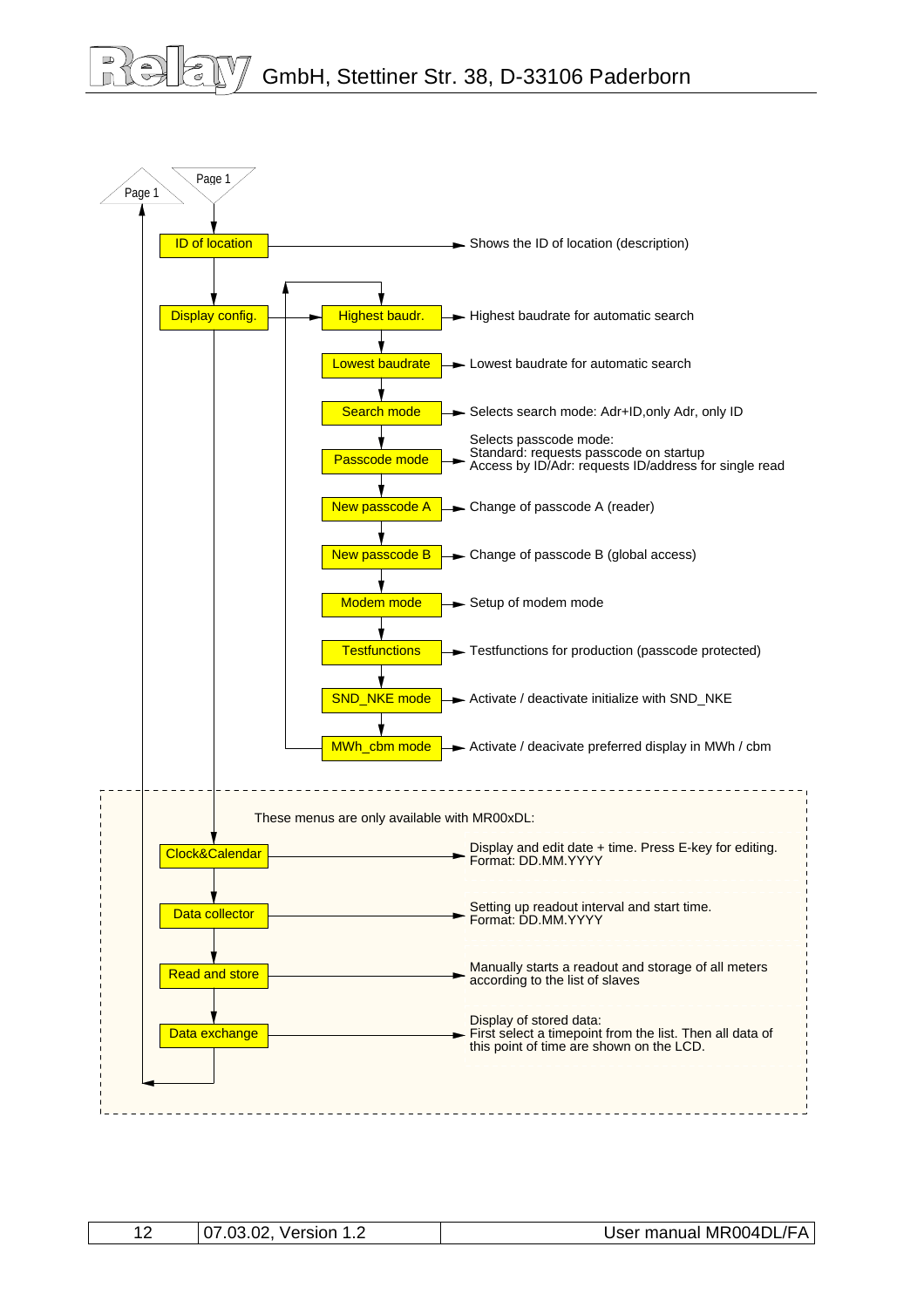Page 1

Page 1

| Menu | Description |
|---|---|
| ID of location | Shows the ID of location (description) |
| Display config. | |
| Highest baudr. | Highest baudrate for automatic search |
| Lowest baudrate | Lowest baudrate for automatic search |
| Search mode | Selects search mode: Adr+ID,only Adr, only ID |
| Passcode mode | Selects passcode mode:<br>Standard: requests passcode on startup<br>Access by ID/Adr: requests ID/address for single read |
| New passcode A | Change of passcode A (reader) |
| New passcode B | Change of passcode B (global access) |
| Modem mode | Setup of modem mode |
| Testfunctions | Testfunctions for production (passcode protected) |
| SND_NKE mode | Activate / deactivate initialize with SND_NKE |
| MWh_cbm mode | Activate / deacivate preferred display in MWh / cbm |

These menus are only available with MR00xDL:

| Menu | Description |
|---|---|
| Clock&Calendar | Display and edit date + time. Press E-key for editing.<br>Format: DD.MM.YYYY |
| Data collector | Setting up readout interval and start time.<br>Format: DD.MM.YYYY |
| Read and store | Manually starts a readout and storage of all meters according to the list of slaves |
| Data exchange | Display of stored data:<br>First select a timepoint from the list. Then all data of this point of time are shown on the LCD. |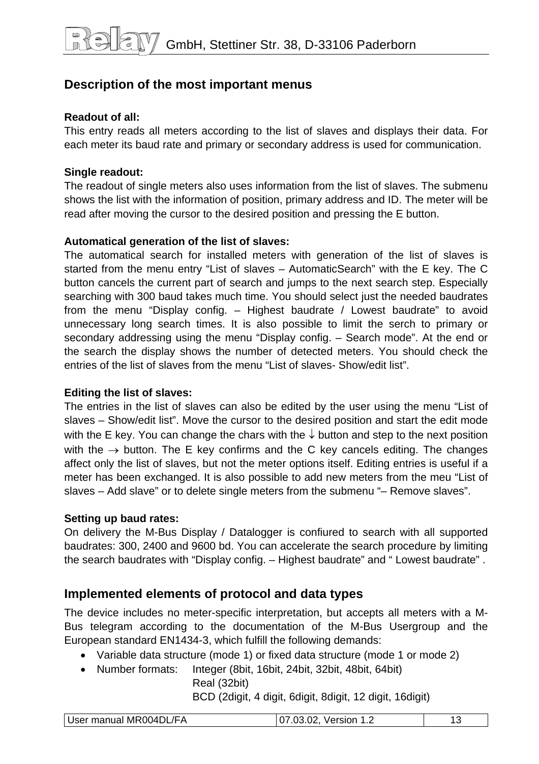## Description of the most important menus

**Readout of all:**
This entry reads all meters according to the list of slaves and displays their data. For each meter its baud rate and primary or secondary address is used for communication.

**Single readout:**
The readout of single meters also uses information from the list of slaves. The submenu shows the list with the information of position, primary address and ID. The meter will be read after moving the cursor to the desired position and pressing the E button.

**Automatical generation of the list of slaves:**
The automatical search for installed meters with generation of the list of slaves is started from the menu entry "List of slaves – AutomaticSearch" with the E key. The C button cancels the current part of search and jumps to the next search step. Especially searching with 300 baud takes much time. You should select just the needed baudrates from the menu "Display config. – Highest baudrate / Lowest baudrate" to avoid unnecessary long search times. It is also possible to limit the serch to primary or secondary addressing using the menu "Display config. – Search mode". At the end or the search the display shows the number of detected meters. You should check the entries of the list of slaves from the menu "List of slaves- Show/edit list".

**Editing the list of slaves:**
The entries in the list of slaves can also be edited by the user using the menu "List of slaves – Show/edit list". Move the cursor to the desired position and start the edit mode with the E key. You can change the chars with the ↓ button and step to the next position with the → button. The E key confirms and the C key cancels editing. The changes affect only the list of slaves, but not the meter options itself. Editing entries is useful if a meter has been exchanged. It is also possible to add new meters from the meu "List of slaves – Add slave" or to delete single meters from the submenu "– Remove slaves".

**Setting up baud rates:**
On delivery the M-Bus Display / Datalogger is confiured to search with all supported baudrates: 300, 2400 and 9600 bd. You can accelerate the search procedure by limiting the search baudrates with "Display config. – Highest baudrate" and " Lowest baudrate" .

## Implemented elements of protocol and data types

The device includes no meter-specific interpretation, but accepts all meters with a M-Bus telegram according to the documentation of the M-Bus Usergroup and the European standard EN1434-3, which fulfill the following demands:

- Variable data structure (mode 1) or fixed data structure (mode 1 or mode 2)
- Number formats: Integer (8bit, 16bit, 24bit, 32bit, 48bit, 64bit)
  Real (32bit)
  BCD (2digit, 4 digit, 6digit, 8digit, 12 digit, 16digit)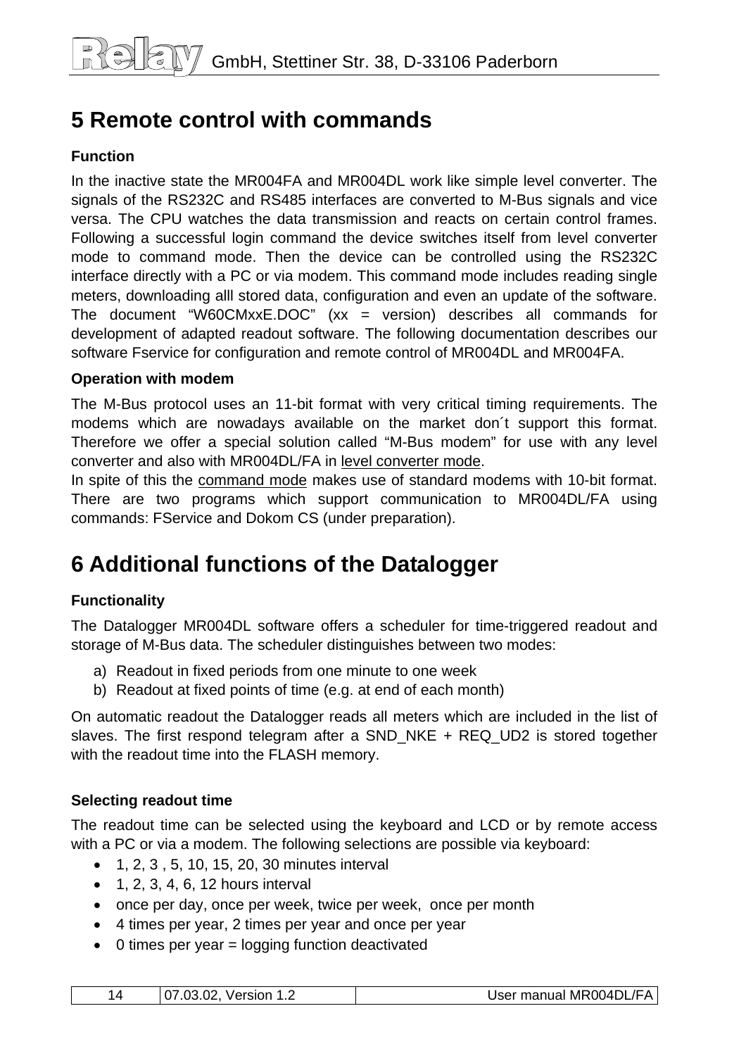# 5 Remote control with commands

### Function

In the inactive state the MR004FA and MR004DL work like simple level converter. The signals of the RS232C and RS485 interfaces are converted to M-Bus signals and vice versa. The CPU watches the data transmission and reacts on certain control frames. Following a successful login command the device switches itself from level converter mode to command mode. Then the device can be controlled using the RS232C interface directly with a PC or via modem. This command mode includes reading single meters, downloading alll stored data, configuration and even an update of the software. The document “W60CMxxE.DOC” (xx = version) describes all commands for development of adapted readout software. The following documentation describes our software Fservice for configuration and remote control of MR004DL and MR004FA.

### Operation with modem

The M-Bus protocol uses an 11-bit format with very critical timing requirements. The modems which are nowadays available on the market don´t support this format. Therefore we offer a special solution called “M-Bus modem” for use with any level converter and also with MR004DL/FA in level converter mode.
In spite of this the command mode makes use of standard modems with 10-bit format. There are two programs which support communication to MR004DL/FA using commands: FService and Dokom CS (under preparation).

# 6 Additional functions of the Datalogger

### Functionality

The Datalogger MR004DL software offers a scheduler for time-triggered readout and storage of M-Bus data. The scheduler distinguishes between two modes:

a) Readout in fixed periods from one minute to one week
b) Readout at fixed points of time (e.g. at end of each month)

On automatic readout the Datalogger reads all meters which are included in the list of slaves. The first respond telegram after a SND_NKE + REQ_UD2 is stored together with the readout time into the FLASH memory.

### Selecting readout time

The readout time can be selected using the keyboard and LCD or by remote access with a PC or via a modem. The following selections are possible via keyboard:

- 1, 2, 3 , 5, 10, 15, 20, 30 minutes interval
- 1, 2, 3, 4, 6, 12 hours interval
- once per day, once per week, twice per week, once per month
- 4 times per year, 2 times per year and once per year
- 0 times per year = logging function deactivated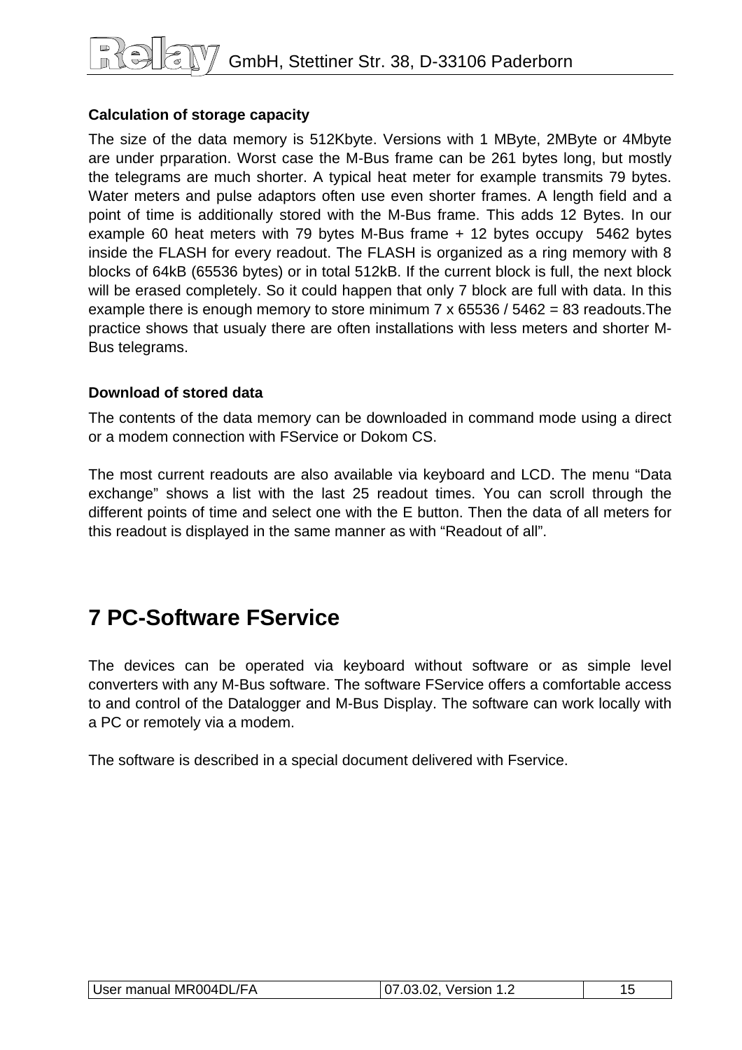### Calculation of storage capacity

The size of the data memory is 512Kbyte. Versions with 1 MByte, 2MByte or 4Mbyte are under prparation. Worst case the M-Bus frame can be 261 bytes long, but mostly the telegrams are much shorter. A typical heat meter for example transmits 79 bytes. Water meters and pulse adaptors often use even shorter frames. A length field and a point of time is additionally stored with the M-Bus frame. This adds 12 Bytes. In our example 60 heat meters with 79 bytes M-Bus frame + 12 bytes occupy 5462 bytes inside the FLASH for every readout. The FLASH is organized as a ring memory with 8 blocks of 64kB (65536 bytes) or in total 512kB. If the current block is full, the next block will be erased completely. So it could happen that only 7 block are full with data. In this example there is enough memory to store minimum 7 x 65536 / 5462 = 83 readouts.The practice shows that usualy there are often installations with less meters and shorter M-Bus telegrams.

### Download of stored data

The contents of the data memory can be downloaded in command mode using a direct or a modem connection with FService or Dokom CS.

The most current readouts are also available via keyboard and LCD. The menu “Data exchange” shows a list with the last 25 readout times. You can scroll through the different points of time and select one with the E button. Then the data of all meters for this readout is displayed in the same manner as with “Readout of all”.

# 7 PC-Software FService

The devices can be operated via keyboard without software or as simple level converters with any M-Bus software. The software FService offers a comfortable access to and control of the Datalogger and M-Bus Display. The software can work locally with a PC or remotely via a modem.

The software is described in a special document delivered with Fservice.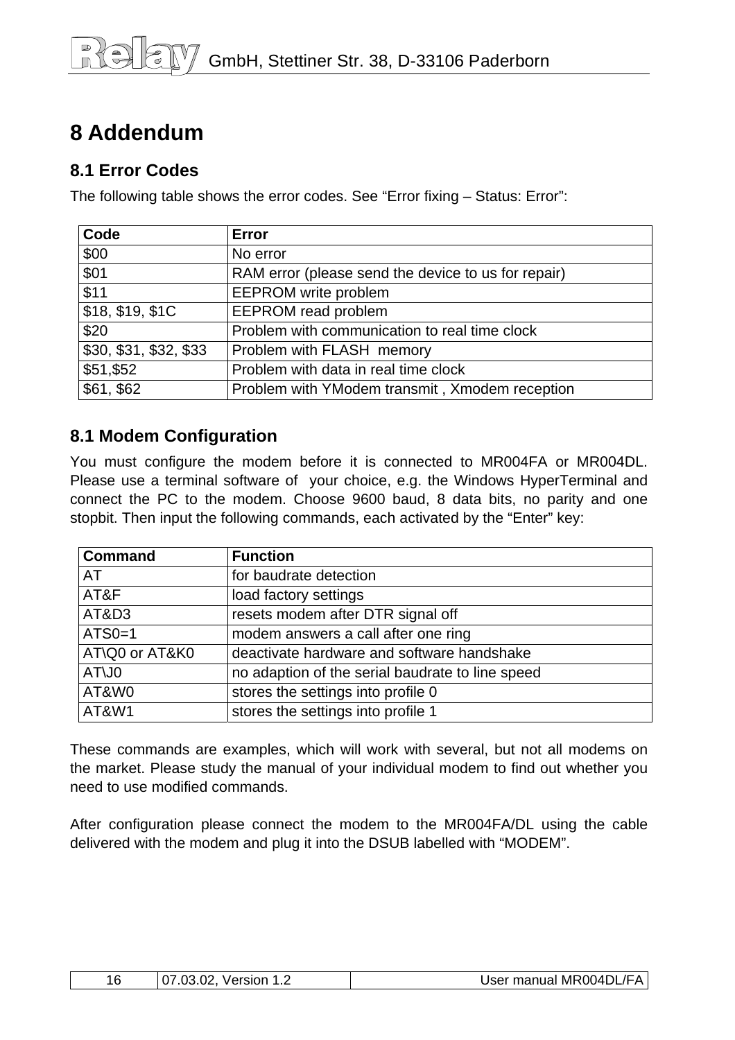# 8 Addendum

## 8.1 Error Codes

The following table shows the error codes. See “Error fixing – Status: Error”:

| Code | Error |
|---|---|
| $00 | No error |
| $01 | RAM error (please send the device to us for repair) |
| $11 | EEPROM write problem |
| $18, $19, $1C | EEPROM read problem |
| $20 | Problem with communication to real time clock |
| $30, $31, $32, $33 | Problem with FLASH memory |
| $51,$52 | Problem with data in real time clock |
| $61, $62 | Problem with YModem transmit , Xmodem reception |

## 8.1 Modem Configuration

You must configure the modem before it is connected to MR004FA or MR004DL. Please use a terminal software of your choice, e.g. the Windows HyperTerminal and connect the PC to the modem. Choose 9600 baud, 8 data bits, no parity and one stopbit. Then input the following commands, each activated by the “Enter” key:

| Command | Function |
|---|---|
| AT | for baudrate detection |
| AT&F | load factory settings |
| AT&D3 | resets modem after DTR signal off |
| ATS0=1 | modem answers a call after one ring |
| AT\Q0 or AT&K0 | deactivate hardware and software handshake |
| AT\J0 | no adaption of the serial baudrate to line speed |
| AT&W0 | stores the settings into profile 0 |
| AT&W1 | stores the settings into profile 1 |

These commands are examples, which will work with several, but not all modems on the market. Please study the manual of your individual modem to find out whether you need to use modified commands.

After configuration please connect the modem to the MR004FA/DL using the cable delivered with the modem and plug it into the DSUB labelled with “MODEM”.